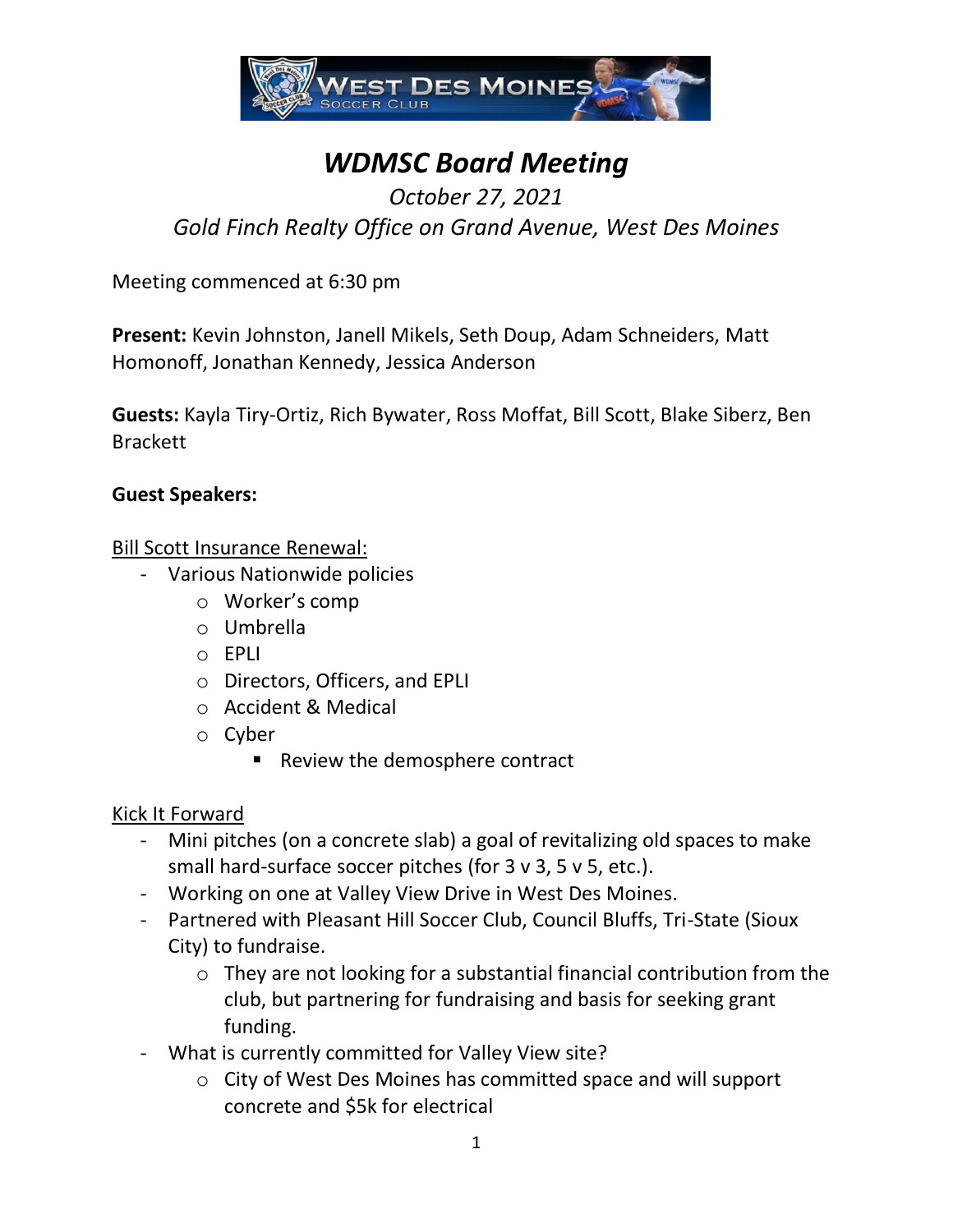# *WDMSC Board Meeting*

*October 27, 2021*

*Gold Finch Realty Office on Grand Avenue, West Des Moines*

Meeting commenced at 6:30 pm

**Present:** Kevin Johnston, Janell Mikels, Seth Doup, Adam Schneiders, Matt Homonoff, Jonathan Kennedy, Jessica Anderson

**Guests:** Kayla Tiry-Ortiz, Rich Bywater, Ross Moffat, Bill Scott, Blake Siberz, Ben Brackett

**Guest Speakers:**

<u>Bill Scott Insurance Renewal:</u>

- Various Nationwide policies
  - Worker's comp
  - Umbrella
  - EPLI
  - Directors, Officers, and EPLI
  - Accident & Medical
  - Cyber
    - Review the demosphere contract

<u>Kick It Forward</u>

- Mini pitches (on a concrete slab) a goal of revitalizing old spaces to make small hard-surface soccer pitches (for 3 v 3, 5 v 5, etc.).
- Working on one at Valley View Drive in West Des Moines.
- Partnered with Pleasant Hill Soccer Club, Council Bluffs, Tri-State (Sioux City) to fundraise.
  - They are not looking for a substantial financial contribution from the club, but partnering for fundraising and basis for seeking grant funding.
- What is currently committed for Valley View site?
  - City of West Des Moines has committed space and will support concrete and $5k for electrical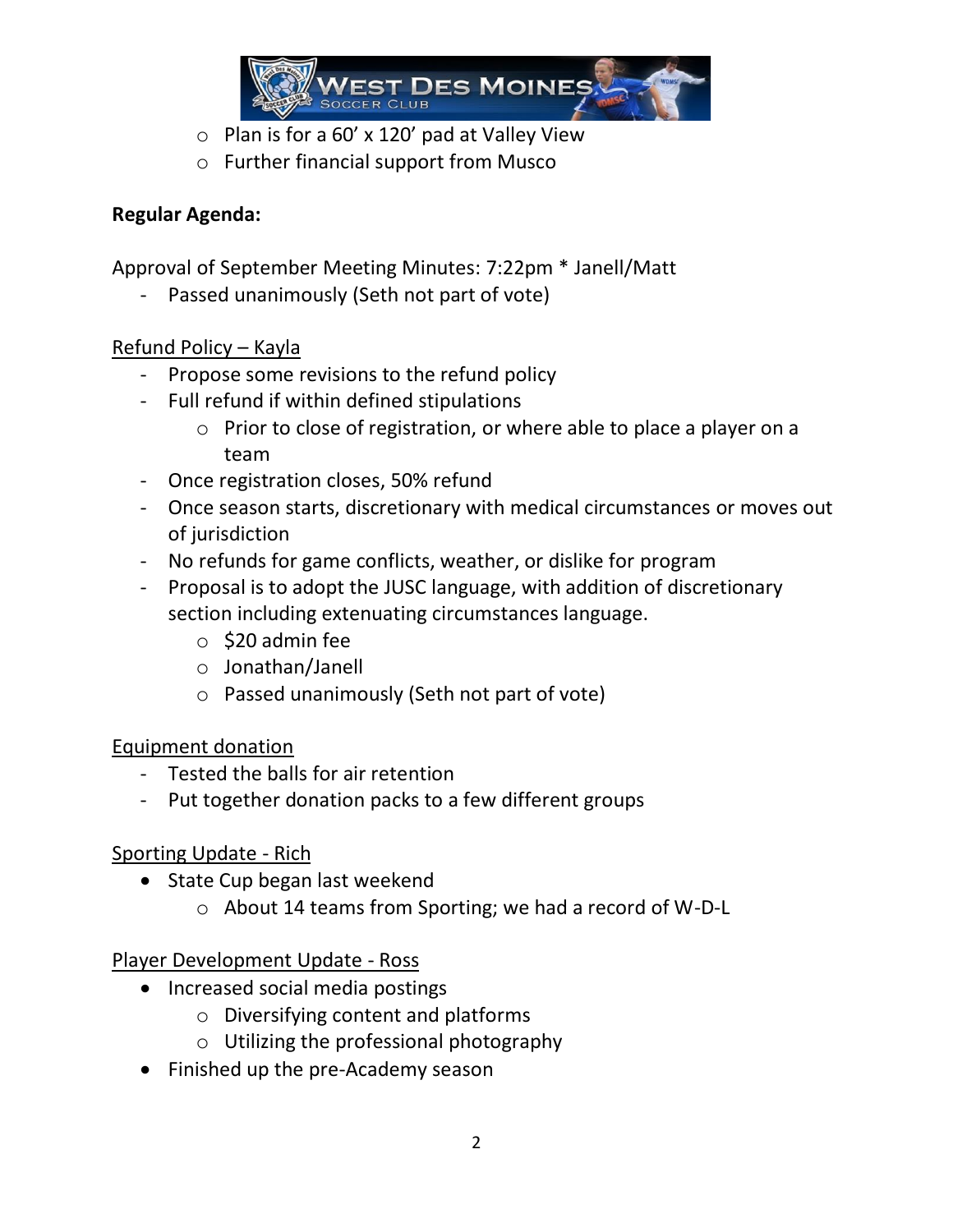- Plan is for a 60' x 120' pad at Valley View
  - Further financial support from Musco

**Regular Agenda:**

Approval of September Meeting Minutes: 7:22pm * Janell/Matt

- Passed unanimously (Seth not part of vote)

Refund Policy – Kayla

- Propose some revisions to the refund policy
- Full refund if within defined stipulations
  - Prior to close of registration, or where able to place a player on a team
- Once registration closes, 50% refund
- Once season starts, discretionary with medical circumstances or moves out of jurisdiction
- No refunds for game conflicts, weather, or dislike for program
- Proposal is to adopt the JUSC language, with addition of discretionary section including extenuating circumstances language.
  - $20 admin fee
  - Jonathan/Janell
  - Passed unanimously (Seth not part of vote)

Equipment donation

- Tested the balls for air retention
- Put together donation packs to a few different groups

Sporting Update - Rich

- State Cup began last weekend
  - About 14 teams from Sporting; we had a record of W-D-L

Player Development Update - Ross

- Increased social media postings
  - Diversifying content and platforms
  - Utilizing the professional photography
- Finished up the pre-Academy season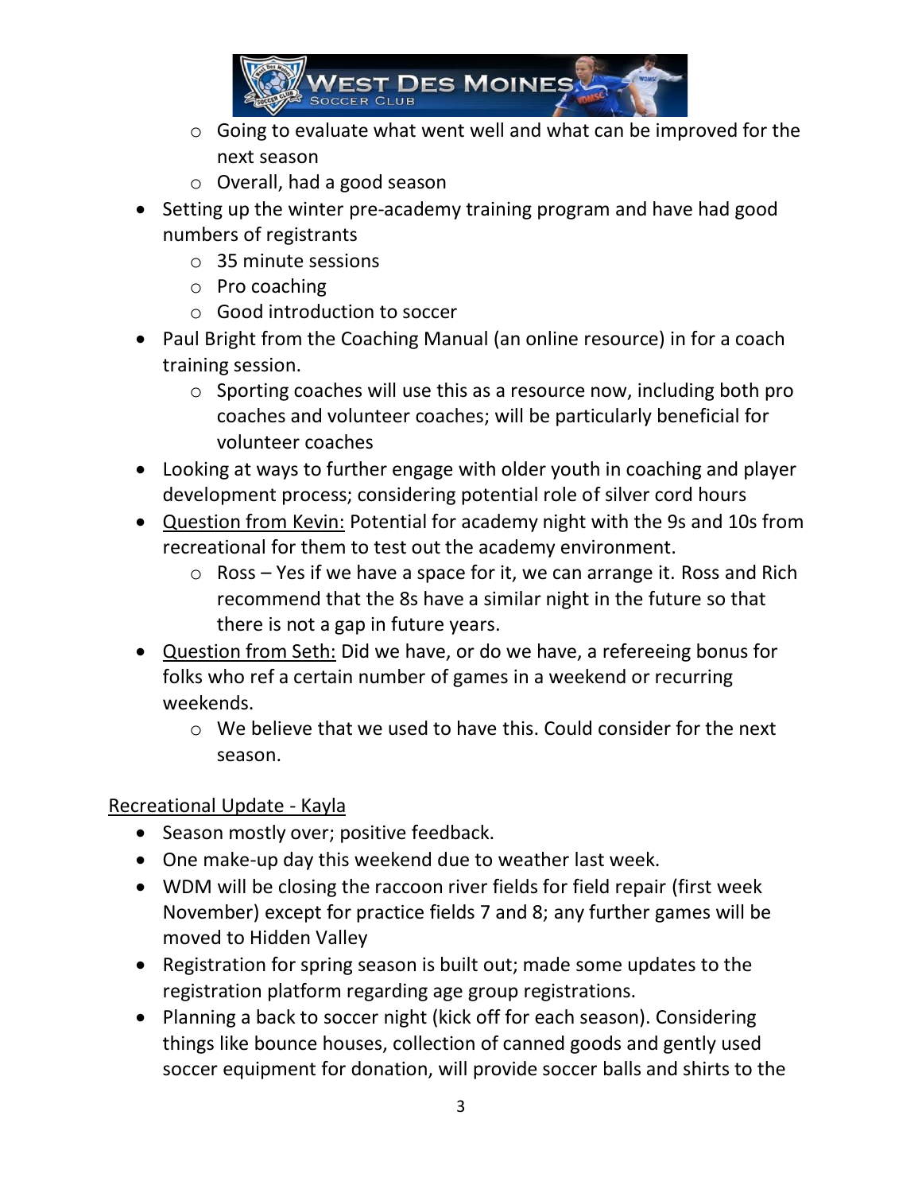- Going to evaluate what went well and what can be improved for the next season
  - Overall, had a good season
- Setting up the winter pre-academy training program and have had good numbers of registrants
  - 35 minute sessions
  - Pro coaching
  - Good introduction to soccer
- Paul Bright from the Coaching Manual (an online resource) in for a coach training session.
  - Sporting coaches will use this as a resource now, including both pro coaches and volunteer coaches; will be particularly beneficial for volunteer coaches
- Looking at ways to further engage with older youth in coaching and player development process; considering potential role of silver cord hours
- <u>Question from Kevin:</u> Potential for academy night with the 9s and 10s from recreational for them to test out the academy environment.
  - Ross – Yes if we have a space for it, we can arrange it. Ross and Rich recommend that the 8s have a similar night in the future so that there is not a gap in future years.
- <u>Question from Seth:</u> Did we have, or do we have, a refereeing bonus for folks who ref a certain number of games in a weekend or recurring weekends.
  - We believe that we used to have this. Could consider for the next season.

<u>Recreational Update - Kayla</u>

- Season mostly over; positive feedback.
- One make-up day this weekend due to weather last week.
- WDM will be closing the raccoon river fields for field repair (first week November) except for practice fields 7 and 8; any further games will be moved to Hidden Valley
- Registration for spring season is built out; made some updates to the registration platform regarding age group registrations.
- Planning a back to soccer night (kick off for each season). Considering things like bounce houses, collection of canned goods and gently used soccer equipment for donation, will provide soccer balls and shirts to the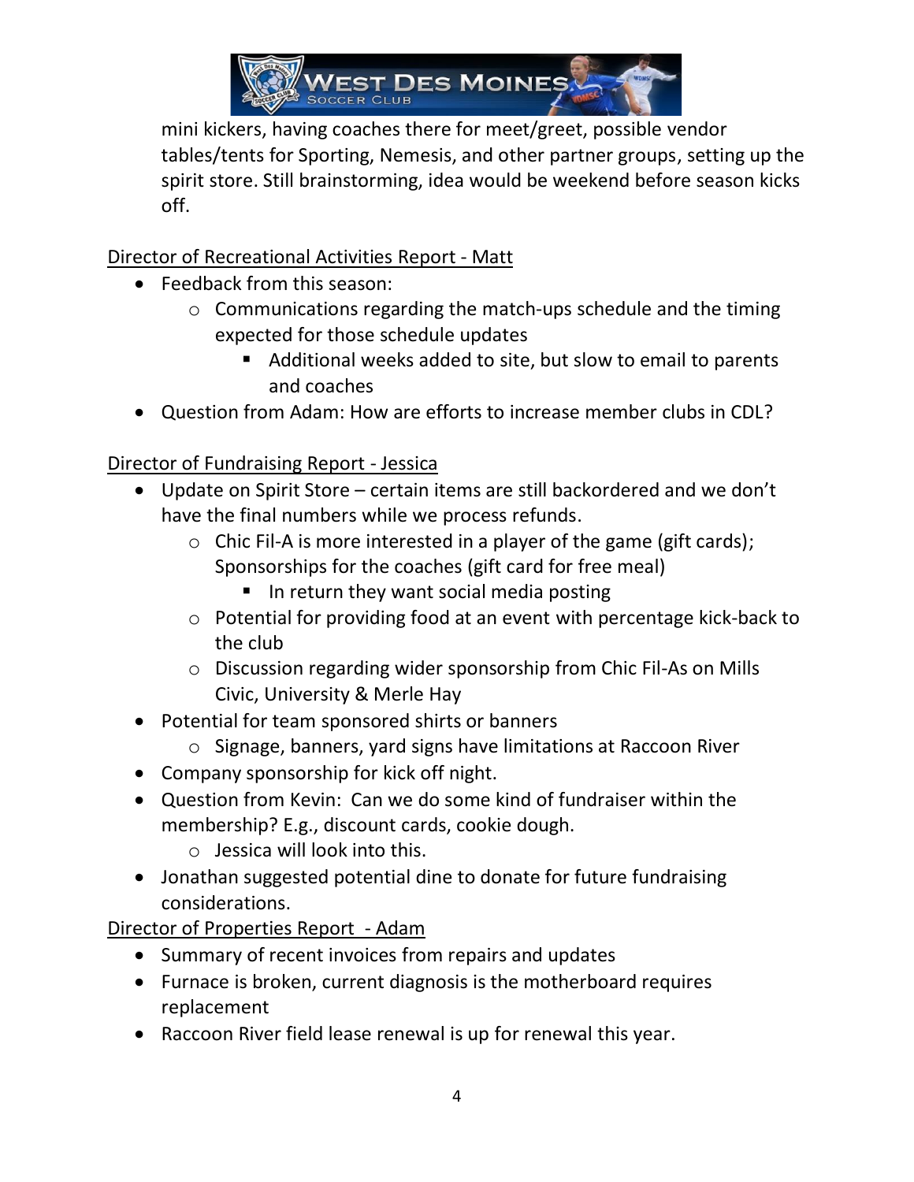mini kickers, having coaches there for meet/greet, possible vendor tables/tents for Sporting, Nemesis, and other partner groups, setting up the spirit store. Still brainstorming, idea would be weekend before season kicks off.

<u>Director of Recreational Activities Report - Matt</u>

- Feedback from this season:
  - Communications regarding the match-ups schedule and the timing expected for those schedule updates
    - Additional weeks added to site, but slow to email to parents and coaches
- Question from Adam: How are efforts to increase member clubs in CDL?

<u>Director of Fundraising Report - Jessica</u>

- Update on Spirit Store – certain items are still backordered and we don't have the final numbers while we process refunds.
  - Chic Fil-A is more interested in a player of the game (gift cards); Sponsorships for the coaches (gift card for free meal)
    - In return they want social media posting
  - Potential for providing food at an event with percentage kick-back to the club
  - Discussion regarding wider sponsorship from Chic Fil-As on Mills Civic, University & Merle Hay
- Potential for team sponsored shirts or banners
  - Signage, banners, yard signs have limitations at Raccoon River
- Company sponsorship for kick off night.
- Question from Kevin: Can we do some kind of fundraiser within the membership? E.g., discount cards, cookie dough.
  - Jessica will look into this.
- Jonathan suggested potential dine to donate for future fundraising considerations.

<u>Director of Properties Report - Adam</u>

- Summary of recent invoices from repairs and updates
- Furnace is broken, current diagnosis is the motherboard requires replacement
- Raccoon River field lease renewal is up for renewal this year.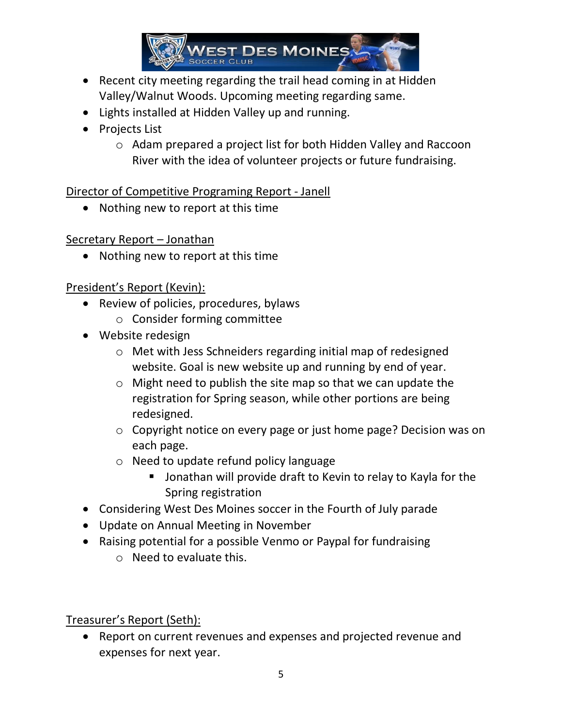- Recent city meeting regarding the trail head coming in at Hidden Valley/Walnut Woods. Upcoming meeting regarding same.
- Lights installed at Hidden Valley up and running.
- Projects List
  - Adam prepared a project list for both Hidden Valley and Raccoon River with the idea of volunteer projects or future fundraising.

<u>Director of Competitive Programing Report - Janell</u>

- Nothing new to report at this time

<u>Secretary Report – Jonathan</u>

- Nothing new to report at this time

<u>President's Report (Kevin):</u>

- Review of policies, procedures, bylaws
  - Consider forming committee
- Website redesign
  - Met with Jess Schneiders regarding initial map of redesigned website. Goal is new website up and running by end of year.
  - Might need to publish the site map so that we can update the registration for Spring season, while other portions are being redesigned.
  - Copyright notice on every page or just home page? Decision was on each page.
  - Need to update refund policy language
    - Jonathan will provide draft to Kevin to relay to Kayla for the Spring registration
- Considering West Des Moines soccer in the Fourth of July parade
- Update on Annual Meeting in November
- Raising potential for a possible Venmo or Paypal for fundraising
  - Need to evaluate this.

<u>Treasurer's Report (Seth):</u>

- Report on current revenues and expenses and projected revenue and expenses for next year.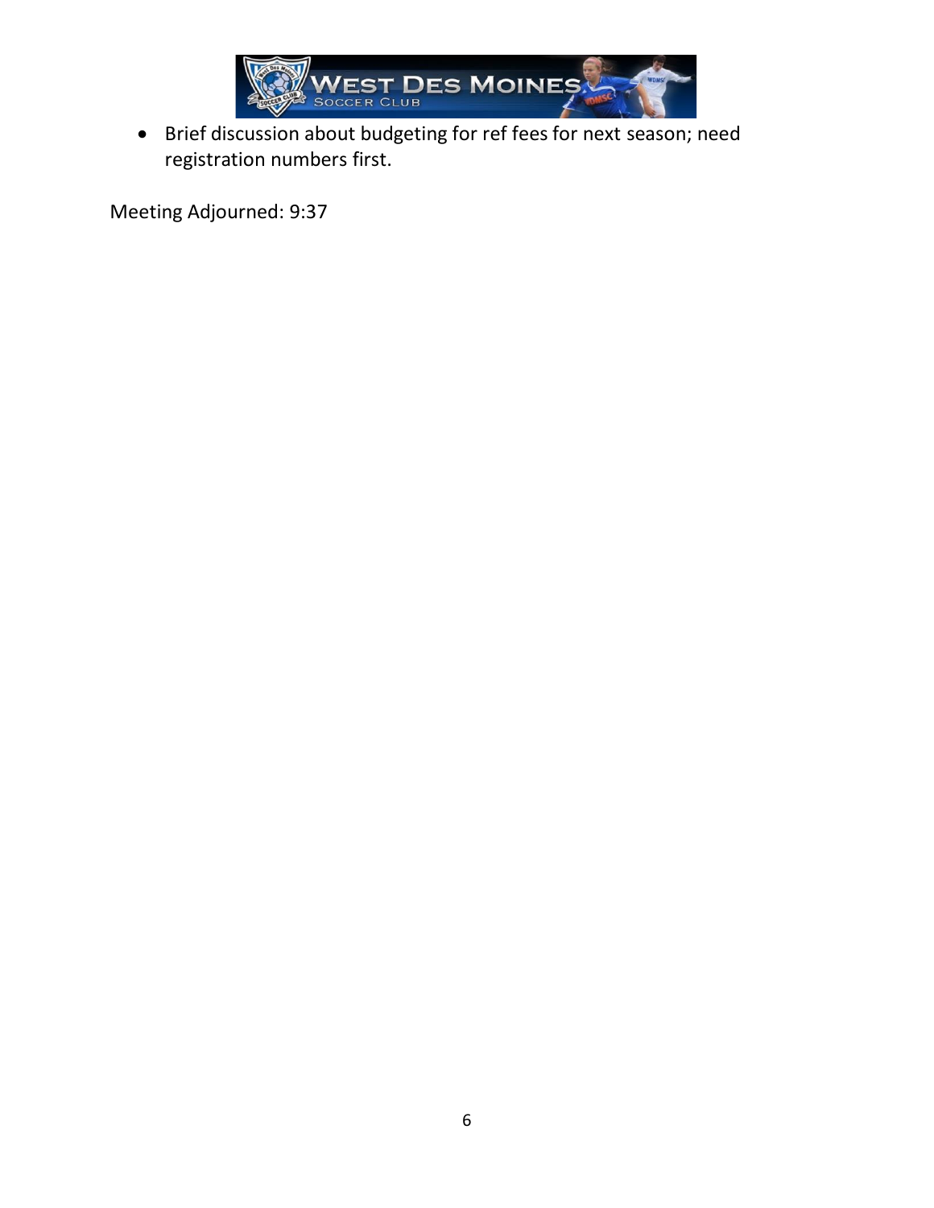- Brief discussion about budgeting for ref fees for next season; need registration numbers first.

Meeting Adjourned: 9:37